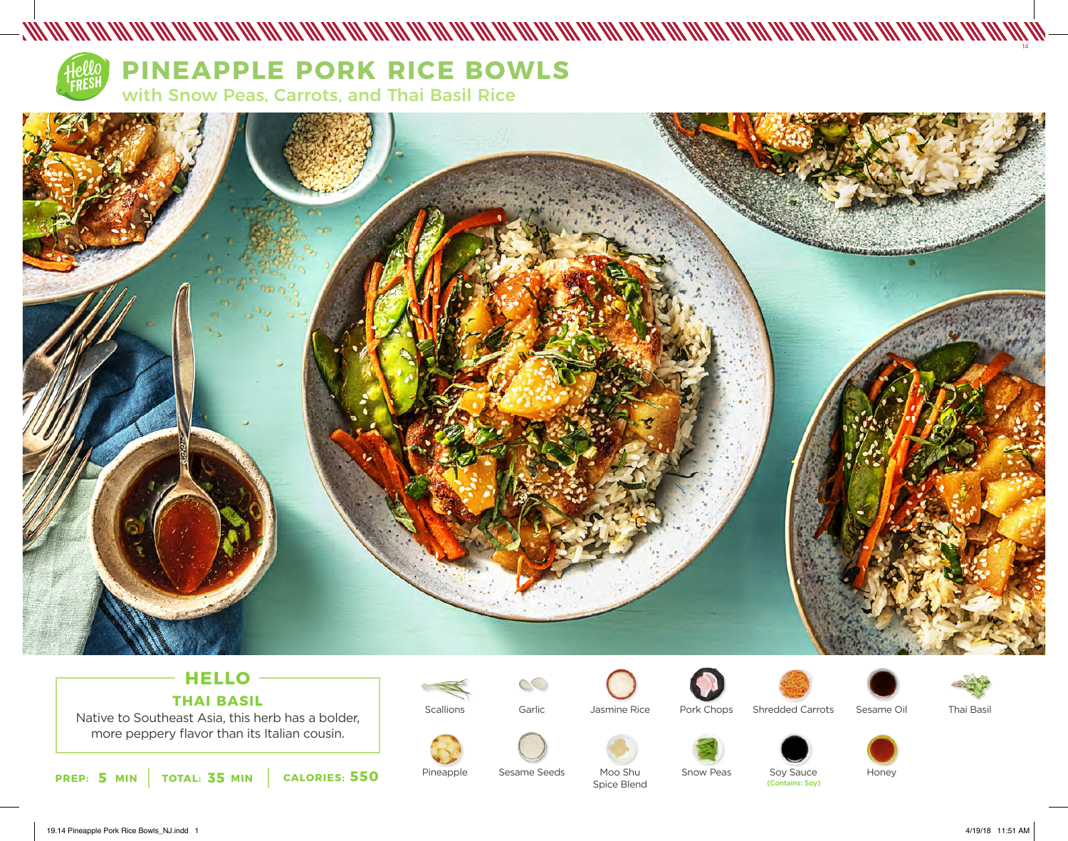# PINEAPPLE PORK RICE BOWLS

## with Snow Peas, Carrots, and Thai Basil Rice

### HELLO

**THAI BASIL**

Native to Southeast Asia, this herb has a bolder, more peppery flavor than its Italian cousin.

**PREP: 5 MIN** | **TOTAL: 35 MIN** | **CALORIES: 550**

- Scallions
- Garlic
- Jasmine Rice
- Pork Chops
- Shredded Carrots
- Sesame Oil
- Thai Basil
- Pineapple
- Sesame Seeds
- Moo Shu Spice Blend
- Snow Peas
- Soy Sauce (Contains: Soy)
- Honey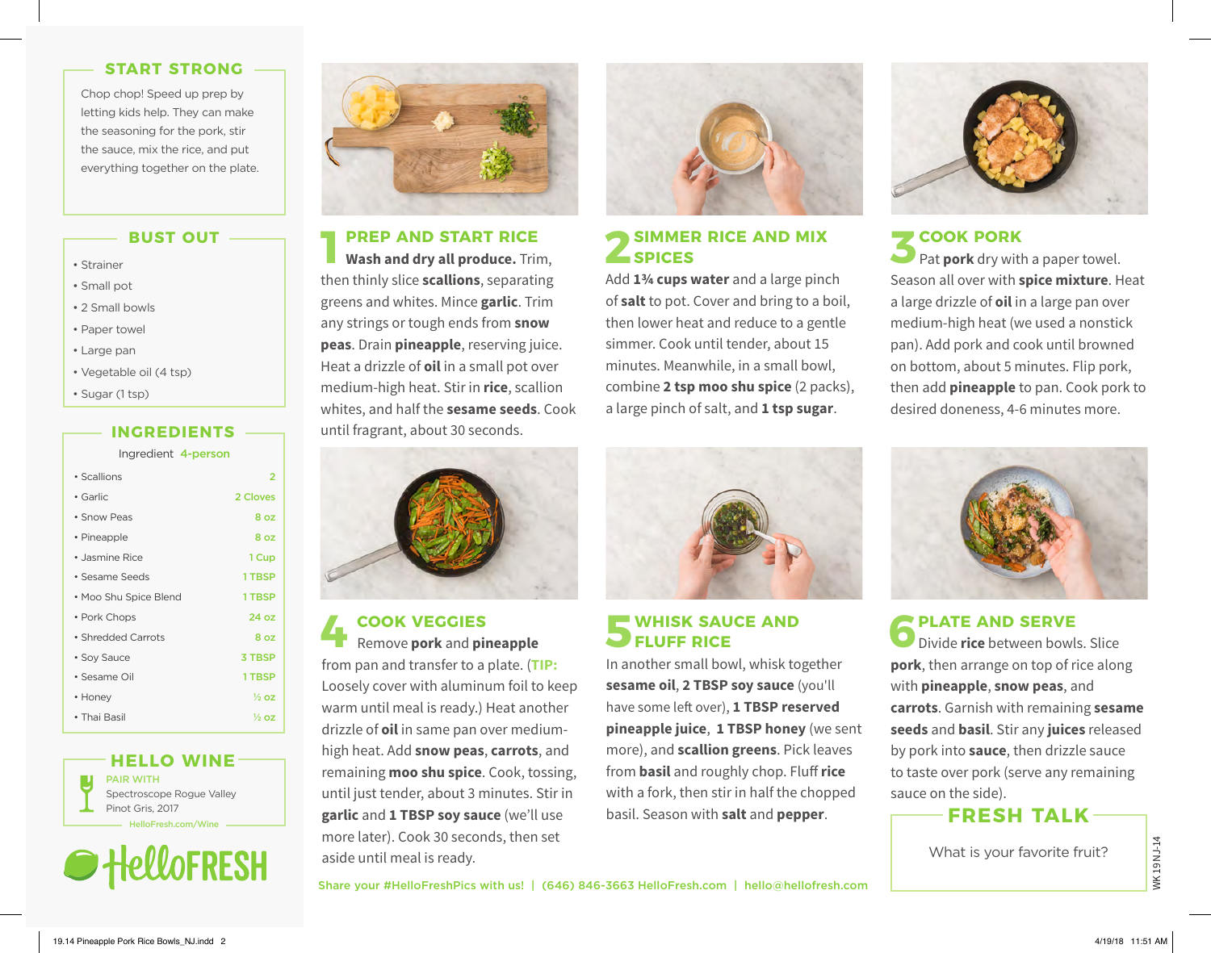## START STRONG

Chop chop! Speed up prep by letting kids help. They can make the seasoning for the pork, stir the sauce, mix the rice, and put everything together on the plate.

## BUST OUT

- Strainer
- Small pot
- 2 Small bowls
- Paper towel
- Large pan
- Vegetable oil (4 tsp)
- Sugar (1 tsp)

## INGREDIENTS

| Ingredient | 4-person |
|---|---|
| Scallions | 2 |
| Garlic | 2 Cloves |
| Snow Peas | 8 oz |
| Pineapple | 8 oz |
| Jasmine Rice | 1 Cup |
| Sesame Seeds | 1 TBSP |
| Moo Shu Spice Blend | 1 TBSP |
| Pork Chops | 24 oz |
| Shredded Carrots | 8 oz |
| Soy Sauce | 3 TBSP |
| Sesame Oil | 1 TBSP |
| Honey | ½ oz |
| Thai Basil | ½ oz |

## HELLO WINE

PAIR WITH
Spectroscope Rogue Valley Pinot Gris, 2017

HelloFresh.com/Wine

HelloFRESH

## 1 PREP AND START RICE

**Wash and dry all produce.** Trim, then thinly slice **scallions**, separating greens and whites. Mince **garlic**. Trim any strings or tough ends from **snow peas**. Drain **pineapple**, reserving juice. Heat a drizzle of **oil** in a small pot over medium-high heat. Stir in **rice**, scallion whites, and half the **sesame seeds**. Cook until fragrant, about 30 seconds.

## 2 SIMMER RICE AND MIX SPICES

Add **1¾ cups water** and a large pinch of **salt** to pot. Cover and bring to a boil, then lower heat and reduce to a gentle simmer. Cook until tender, about 15 minutes. Meanwhile, in a small bowl, combine **2 tsp moo shu spice** (2 packs), a large pinch of salt, and **1 tsp sugar**.

## 3 COOK PORK

Pat **pork** dry with a paper towel. Season all over with **spice mixture**. Heat a large drizzle of **oil** in a large pan over medium-high heat (we used a nonstick pan). Add pork and cook until browned on bottom, about 5 minutes. Flip pork, then add **pineapple** to pan. Cook pork to desired doneness, 4-6 minutes more.

## 4 COOK VEGGIES

Remove **pork** and **pineapple** from pan and transfer to a plate. (**TIP:** Loosely cover with aluminum foil to keep warm until meal is ready.) Heat another drizzle of **oil** in same pan over medium-high heat. Add **snow peas**, **carrots**, and remaining **moo shu spice**. Cook, tossing, until just tender, about 3 minutes. Stir in **garlic** and **1 TBSP soy sauce** (we'll use more later). Cook 30 seconds, then set aside until meal is ready.

## 5 WHISK SAUCE AND FLUFF RICE

In another small bowl, whisk together **sesame oil**, **2 TBSP soy sauce** (you'll have some left over), **1 TBSP reserved pineapple juice**, **1 TBSP honey** (we sent more), and **scallion greens**. Pick leaves from **basil** and roughly chop. Fluff **rice** with a fork, then stir in half the chopped basil. Season with **salt** and **pepper**.

## 6 PLATE AND SERVE

Divide **rice** between bowls. Slice **pork**, then arrange on top of rice along with **pineapple**, **snow peas**, and **carrots**. Garnish with remaining **sesame seeds** and **basil**. Stir any **juices** released by pork into **sauce**, then drizzle sauce to taste over pork (serve any remaining sauce on the side).

## FRESH TALK

What is your favorite fruit?

Share your #HelloFreshPics with us! | (646) 846-3663 HelloFresh.com | hello@hellofresh.com

WK 19 NJ-14